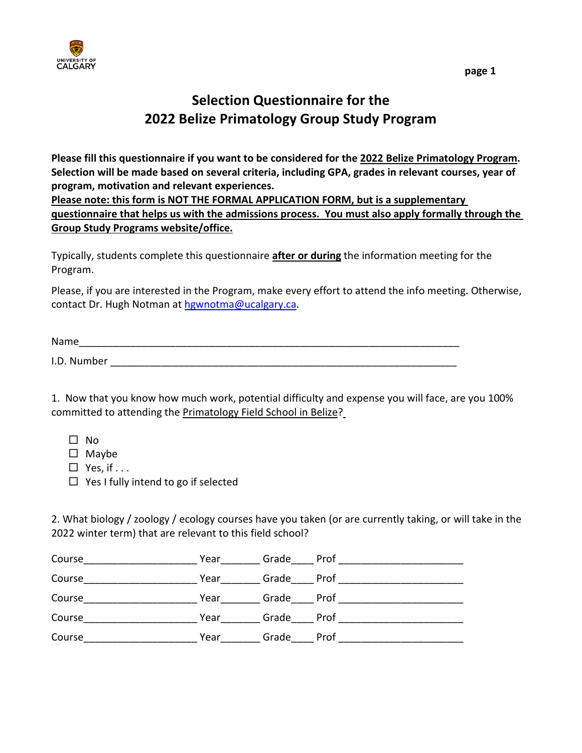# Selection Questionnaire for the 2022 Belize Primatology Group Study Program

**Please fill this questionnaire if you want to be considered for the <u>2022 Belize Primatology Program</u>. Selection will be made based on several criteria, including GPA, grades in relevant courses, year of program, motivation and relevant experiences.**
**<u>Please note: this form is NOT THE FORMAL APPLICATION FORM, but is a supplementary questionnaire that helps us with the admissions process. You must also apply formally through the Group Study Programs website/office.</u>**

Typically, students complete this questionnaire **<u>after or during</u>** the information meeting for the Program.

Please, if you are interested in the Program, make every effort to attend the info meeting. Otherwise, contact Dr. Hugh Notman at hgwnotma@ucalgary.ca.

Name_______________________________________________________________________

I.D. Number ______________________________________________________________

1. Now that you know how much work, potential difficulty and expense you will face, are you 100% committed to attending the <u>Primatology Field School in Belize</u>?

- ☐ No
- ☐ Maybe
- ☐ Yes, if . . .
- ☐ Yes I fully intend to go if selected

2. What biology / zoology / ecology courses have you taken (or are currently taking, or will take in the 2022 winter term) that are relevant to this field school?

Course____________________ Year_______ Grade____ Prof ______________________

Course____________________ Year_______ Grade____ Prof ______________________

Course____________________ Year_______ Grade____ Prof ______________________

Course____________________ Year_______ Grade____ Prof ______________________

Course____________________ Year_______ Grade____ Prof ______________________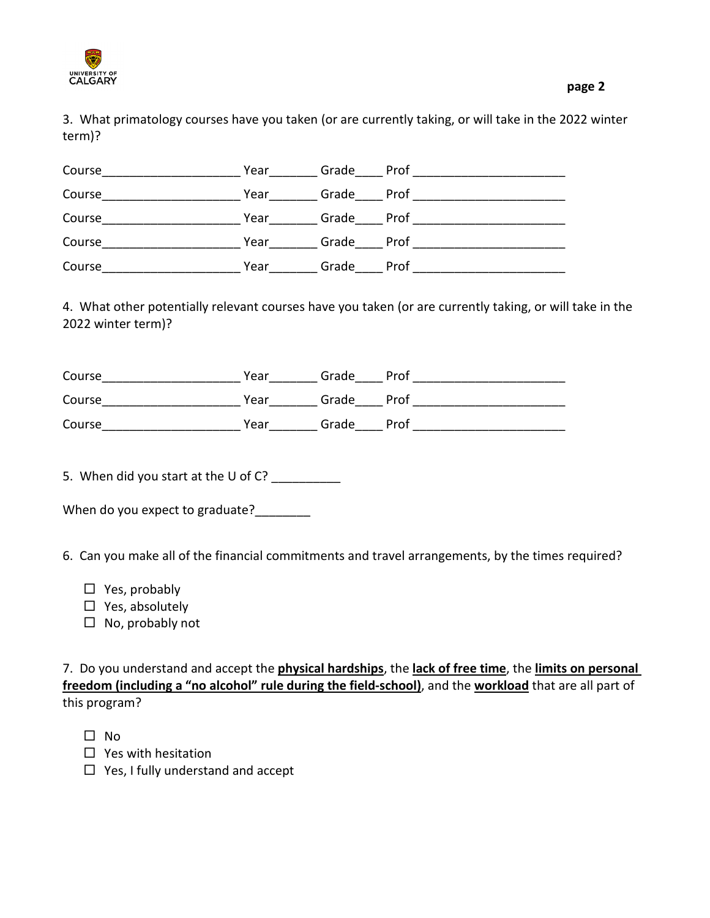3. What primatology courses have you taken (or are currently taking, or will take in the 2022 winter term)?

Course____________________ Year_______ Grade____ Prof ______________________

Course____________________ Year_______ Grade____ Prof ______________________

Course____________________ Year_______ Grade____ Prof ______________________

Course____________________ Year_______ Grade____ Prof ______________________

Course____________________ Year_______ Grade____ Prof ______________________

4. What other potentially relevant courses have you taken (or are currently taking, or will take in the 2022 winter term)?

Course____________________ Year_______ Grade____ Prof ______________________

Course____________________ Year_______ Grade____ Prof ______________________

Course____________________ Year_______ Grade____ Prof ______________________

5. When did you start at the U of C? __________

When do you expect to graduate?________

6. Can you make all of the financial commitments and travel arrangements, by the times required?

- ☐ Yes, probably
- ☐ Yes, absolutely
- ☐ No, probably not

7. Do you understand and accept the **physical hardships**, the **lack of free time**, the **limits on personal freedom (including a "no alcohol" rule during the field-school)**, and the **workload** that are all part of this program?

- ☐ No
- ☐ Yes with hesitation
- ☐ Yes, I fully understand and accept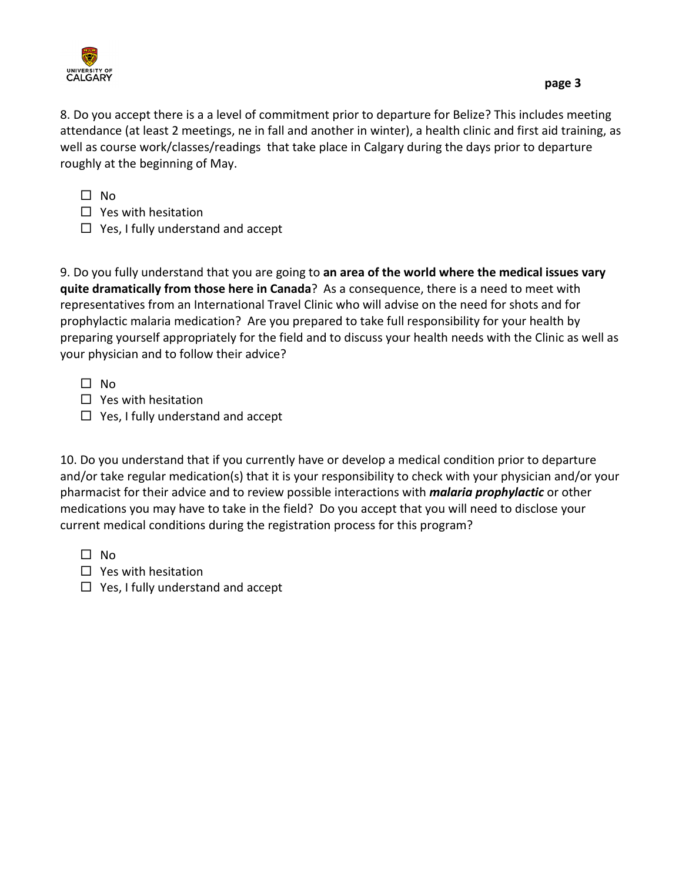8. Do you accept there is a a level of commitment prior to departure for Belize? This includes meeting attendance (at least 2 meetings, ne in fall and another in winter), a health clinic and first aid training, as well as course work/classes/readings that take place in Calgary during the days prior to departure roughly at the beginning of May.

- ☐ No
- ☐ Yes with hesitation
- ☐ Yes, I fully understand and accept

9. Do you fully understand that you are going to **an area of the world where the medical issues vary quite dramatically from those here in Canada**? As a consequence, there is a need to meet with representatives from an International Travel Clinic who will advise on the need for shots and for prophylactic malaria medication? Are you prepared to take full responsibility for your health by preparing yourself appropriately for the field and to discuss your health needs with the Clinic as well as your physician and to follow their advice?

- ☐ No
- ☐ Yes with hesitation
- ☐ Yes, I fully understand and accept

10. Do you understand that if you currently have or develop a medical condition prior to departure and/or take regular medication(s) that it is your responsibility to check with your physician and/or your pharmacist for their advice and to review possible interactions with ***malaria prophylactic*** or other medications you may have to take in the field? Do you accept that you will need to disclose your current medical conditions during the registration process for this program?

- ☐ No
- ☐ Yes with hesitation
- ☐ Yes, I fully understand and accept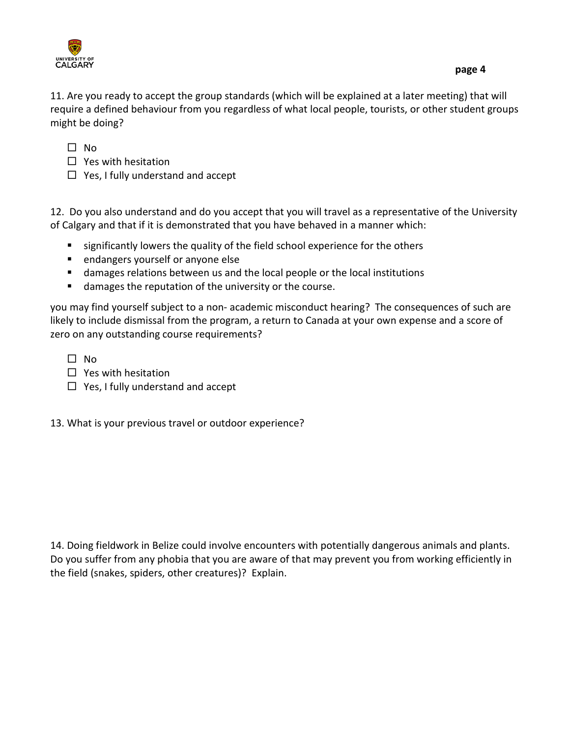11. Are you ready to accept the group standards (which will be explained at a later meeting) that will require a defined behaviour from you regardless of what local people, tourists, or other student groups might be doing?

- ☐ No
- ☐ Yes with hesitation
- ☐ Yes, I fully understand and accept

12. Do you also understand and do you accept that you will travel as a representative of the University of Calgary and that if it is demonstrated that you have behaved in a manner which:

- significantly lowers the quality of the field school experience for the others
- endangers yourself or anyone else
- damages relations between us and the local people or the local institutions
- damages the reputation of the university or the course.

you may find yourself subject to a non- academic misconduct hearing? The consequences of such are likely to include dismissal from the program, a return to Canada at your own expense and a score of zero on any outstanding course requirements?

- ☐ No
- ☐ Yes with hesitation
- ☐ Yes, I fully understand and accept

13. What is your previous travel or outdoor experience?

14. Doing fieldwork in Belize could involve encounters with potentially dangerous animals and plants. Do you suffer from any phobia that you are aware of that may prevent you from working efficiently in the field (snakes, spiders, other creatures)? Explain.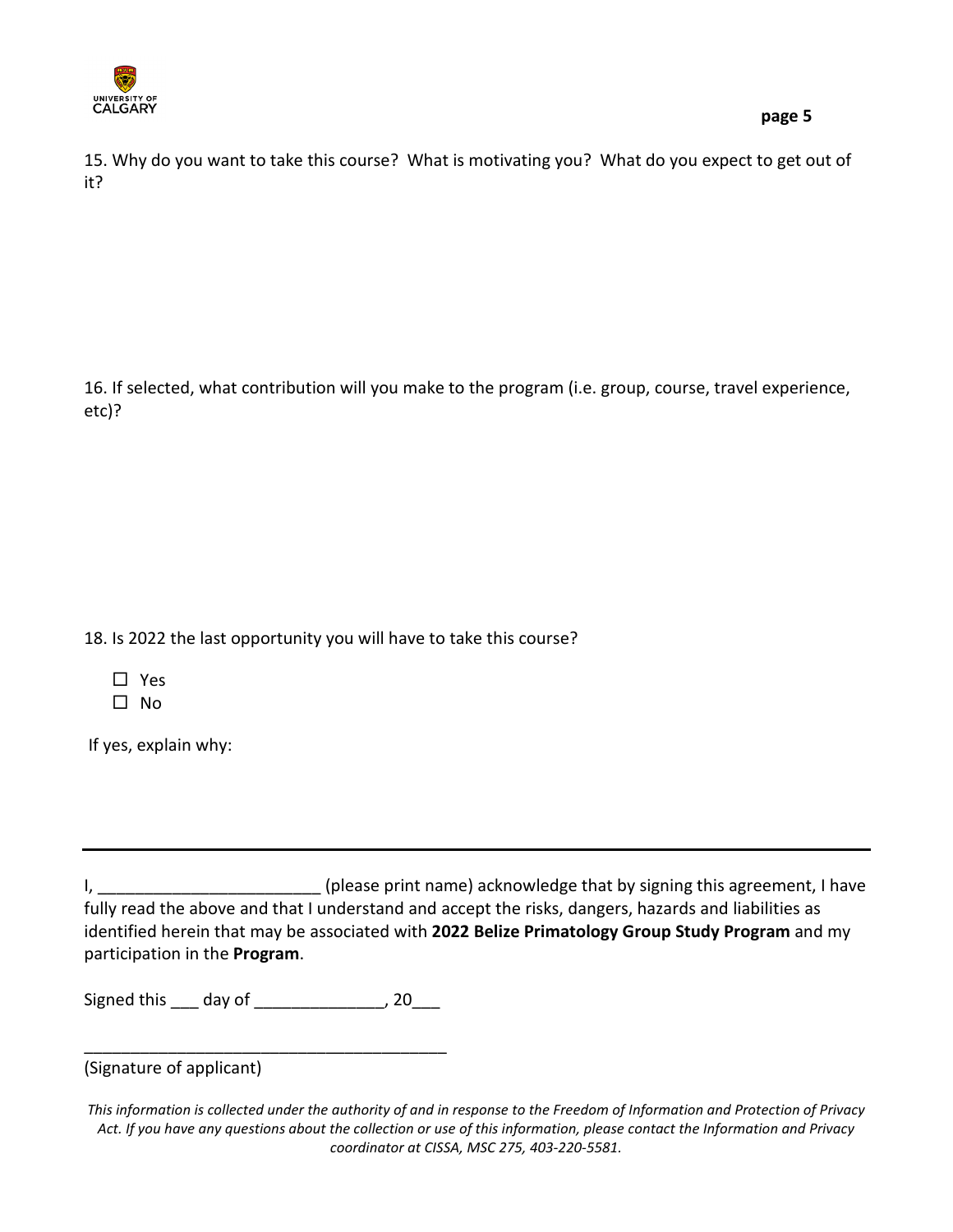15. Why do you want to take this course? What is motivating you? What do you expect to get out of it?

16. If selected, what contribution will you make to the program (i.e. group, course, travel experience, etc)?

18. Is 2022 the last opportunity you will have to take this course?

- ☐ Yes
- ☐ No

If yes, explain why:

---

I, ________________________ (please print name) acknowledge that by signing this agreement, I have fully read the above and that I understand and accept the risks, dangers, hazards and liabilities as identified herein that may be associated with **2022 Belize Primatology Group Study Program** and my participation in the **Program**.

Signed this ___ day of ______________, 20___

________________________________________

(Signature of applicant)

*This information is collected under the authority of and in response to the Freedom of Information and Protection of Privacy Act. If you have any questions about the collection or use of this information, please contact the Information and Privacy coordinator at CISSA, MSC 275, 403-220-5581.*